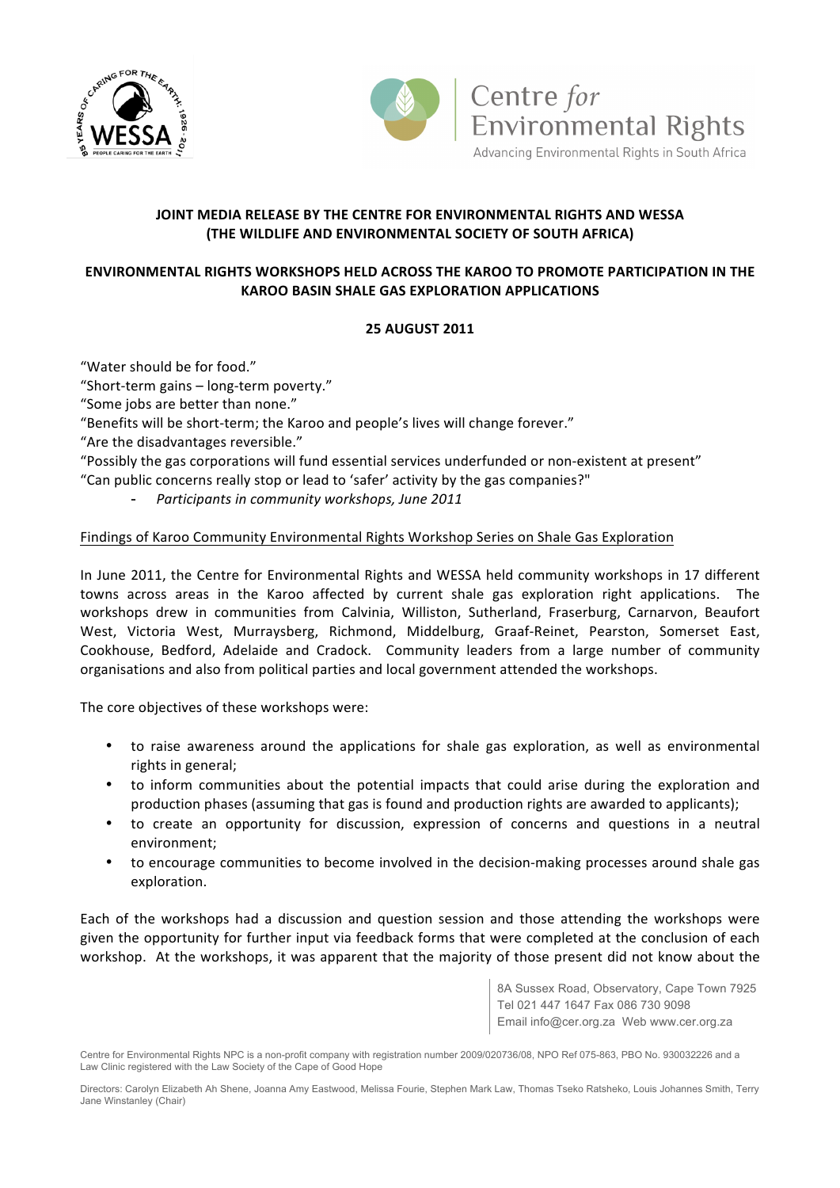**JOINT MEDIA RELEASE BY THE CENTRE FOR ENVIRONMENTAL RIGHTS AND WESSA (THE WILDLIFE AND ENVIRONMENTAL SOCIETY OF SOUTH AFRICA)**

**ENVIRONMENTAL RIGHTS WORKSHOPS HELD ACROSS THE KAROO TO PROMOTE PARTICIPATION IN THE KAROO BASIN SHALE GAS EXPLORATION APPLICATIONS**

**25 AUGUST 2011**

"Water should be for food."
"Short-term gains – long-term poverty."
"Some jobs are better than none."
"Benefits will be short-term; the Karoo and people's lives will change forever."
"Are the disadvantages reversible."
"Possibly the gas corporations will fund essential services underfunded or non-existent at present"
"Can public concerns really stop or lead to 'safer' activity by the gas companies?"

- *Participants in community workshops, June 2011*

Findings of Karoo Community Environmental Rights Workshop Series on Shale Gas Exploration

In June 2011, the Centre for Environmental Rights and WESSA held community workshops in 17 different towns across areas in the Karoo affected by current shale gas exploration right applications. The workshops drew in communities from Calvinia, Williston, Sutherland, Fraserburg, Carnarvon, Beaufort West, Victoria West, Murraysberg, Richmond, Middelburg, Graaf-Reinet, Pearston, Somerset East, Cookhouse, Bedford, Adelaide and Cradock. Community leaders from a large number of community organisations and also from political parties and local government attended the workshops.

The core objectives of these workshops were:

- to raise awareness around the applications for shale gas exploration, as well as environmental rights in general;
- to inform communities about the potential impacts that could arise during the exploration and production phases (assuming that gas is found and production rights are awarded to applicants);
- to create an opportunity for discussion, expression of concerns and questions in a neutral environment;
- to encourage communities to become involved in the decision-making processes around shale gas exploration.

Each of the workshops had a discussion and question session and those attending the workshops were given the opportunity for further input via feedback forms that were completed at the conclusion of each workshop. At the workshops, it was apparent that the majority of those present did not know about the

8A Sussex Road, Observatory, Cape Town 7925
Tel 021 447 1647 Fax 086 730 9098
Email info@cer.org.za Web www.cer.org.za

Centre for Environmental Rights NPC is a non-profit company with registration number 2009/020736/08, NPO Ref 075-863, PBO No. 930032226 and a Law Clinic registered with the Law Society of the Cape of Good Hope

Directors: Carolyn Elizabeth Ah Shene, Joanna Amy Eastwood, Melissa Fourie, Stephen Mark Law, Thomas Tseko Ratsheko, Louis Johannes Smith, Terry Jane Winstanley (Chair)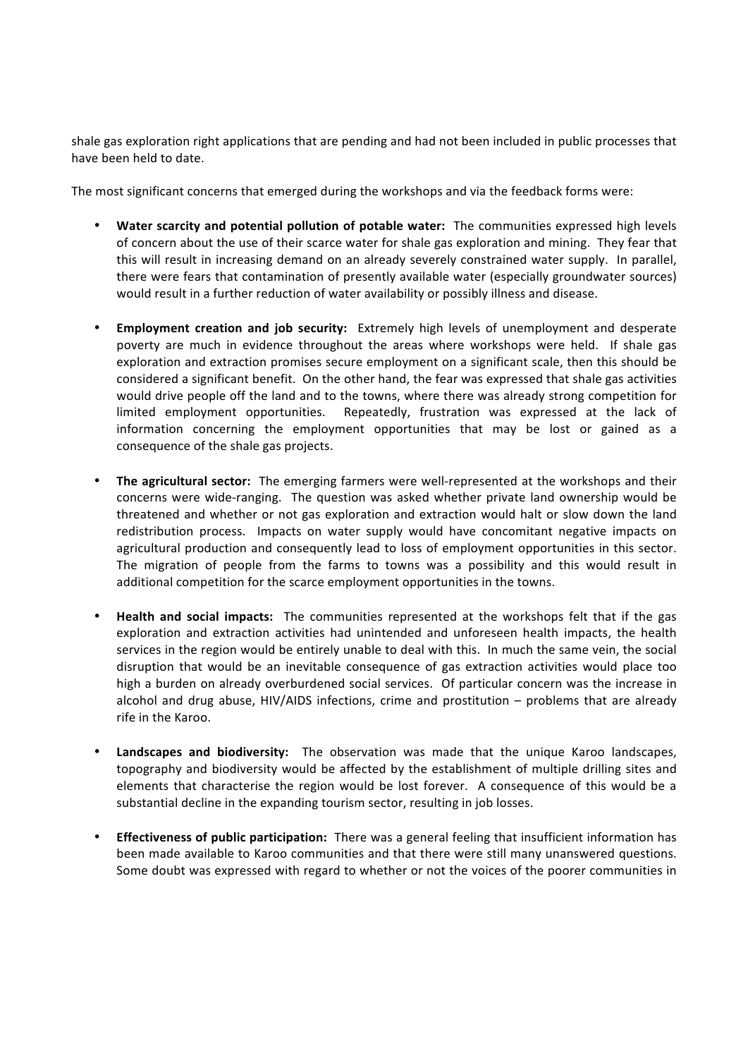shale gas exploration right applications that are pending and had not been included in public processes that have been held to date.

The most significant concerns that emerged during the workshops and via the feedback forms were:

- **Water scarcity and potential pollution of potable water:** The communities expressed high levels of concern about the use of their scarce water for shale gas exploration and mining. They fear that this will result in increasing demand on an already severely constrained water supply. In parallel, there were fears that contamination of presently available water (especially groundwater sources) would result in a further reduction of water availability or possibly illness and disease.

- **Employment creation and job security:** Extremely high levels of unemployment and desperate poverty are much in evidence throughout the areas where workshops were held. If shale gas exploration and extraction promises secure employment on a significant scale, then this should be considered a significant benefit. On the other hand, the fear was expressed that shale gas activities would drive people off the land and to the towns, where there was already strong competition for limited employment opportunities. Repeatedly, frustration was expressed at the lack of information concerning the employment opportunities that may be lost or gained as a consequence of the shale gas projects.

- **The agricultural sector:** The emerging farmers were well-represented at the workshops and their concerns were wide-ranging. The question was asked whether private land ownership would be threatened and whether or not gas exploration and extraction would halt or slow down the land redistribution process. Impacts on water supply would have concomitant negative impacts on agricultural production and consequently lead to loss of employment opportunities in this sector. The migration of people from the farms to towns was a possibility and this would result in additional competition for the scarce employment opportunities in the towns.

- **Health and social impacts:** The communities represented at the workshops felt that if the gas exploration and extraction activities had unintended and unforeseen health impacts, the health services in the region would be entirely unable to deal with this. In much the same vein, the social disruption that would be an inevitable consequence of gas extraction activities would place too high a burden on already overburdened social services. Of particular concern was the increase in alcohol and drug abuse, HIV/AIDS infections, crime and prostitution – problems that are already rife in the Karoo.

- **Landscapes and biodiversity:** The observation was made that the unique Karoo landscapes, topography and biodiversity would be affected by the establishment of multiple drilling sites and elements that characterise the region would be lost forever. A consequence of this would be a substantial decline in the expanding tourism sector, resulting in job losses.

- **Effectiveness of public participation:** There was a general feeling that insufficient information has been made available to Karoo communities and that there were still many unanswered questions. Some doubt was expressed with regard to whether or not the voices of the poorer communities in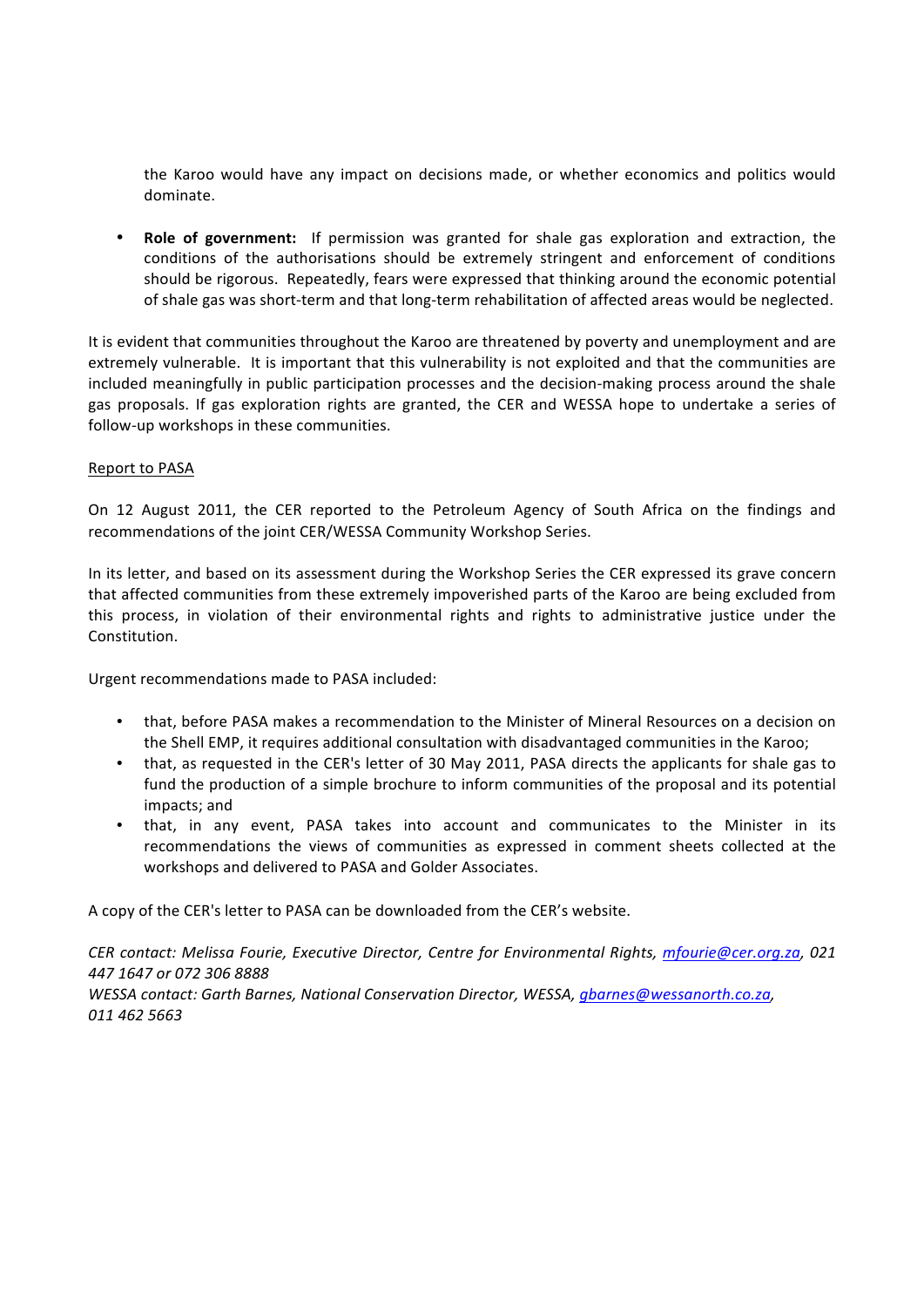the Karoo would have any impact on decisions made, or whether economics and politics would dominate.

- **Role of government:** If permission was granted for shale gas exploration and extraction, the conditions of the authorisations should be extremely stringent and enforcement of conditions should be rigorous. Repeatedly, fears were expressed that thinking around the economic potential of shale gas was short-term and that long-term rehabilitation of affected areas would be neglected.

It is evident that communities throughout the Karoo are threatened by poverty and unemployment and are extremely vulnerable. It is important that this vulnerability is not exploited and that the communities are included meaningfully in public participation processes and the decision-making process around the shale gas proposals. If gas exploration rights are granted, the CER and WESSA hope to undertake a series of follow-up workshops in these communities.

Report to PASA

On 12 August 2011, the CER reported to the Petroleum Agency of South Africa on the findings and recommendations of the joint CER/WESSA Community Workshop Series.

In its letter, and based on its assessment during the Workshop Series the CER expressed its grave concern that affected communities from these extremely impoverished parts of the Karoo are being excluded from this process, in violation of their environmental rights and rights to administrative justice under the Constitution.

Urgent recommendations made to PASA included:

- that, before PASA makes a recommendation to the Minister of Mineral Resources on a decision on the Shell EMP, it requires additional consultation with disadvantaged communities in the Karoo;
- that, as requested in the CER's letter of 30 May 2011, PASA directs the applicants for shale gas to fund the production of a simple brochure to inform communities of the proposal and its potential impacts; and
- that, in any event, PASA takes into account and communicates to the Minister in its recommendations the views of communities as expressed in comment sheets collected at the workshops and delivered to PASA and Golder Associates.

A copy of the CER's letter to PASA can be downloaded from the CER's website.

*CER contact: Melissa Fourie, Executive Director, Centre for Environmental Rights, mfourie@cer.org.za, 021 447 1647 or 072 306 8888*
*WESSA contact: Garth Barnes, National Conservation Director, WESSA, gbarnes@wessanorth.co.za, 011 462 5663*